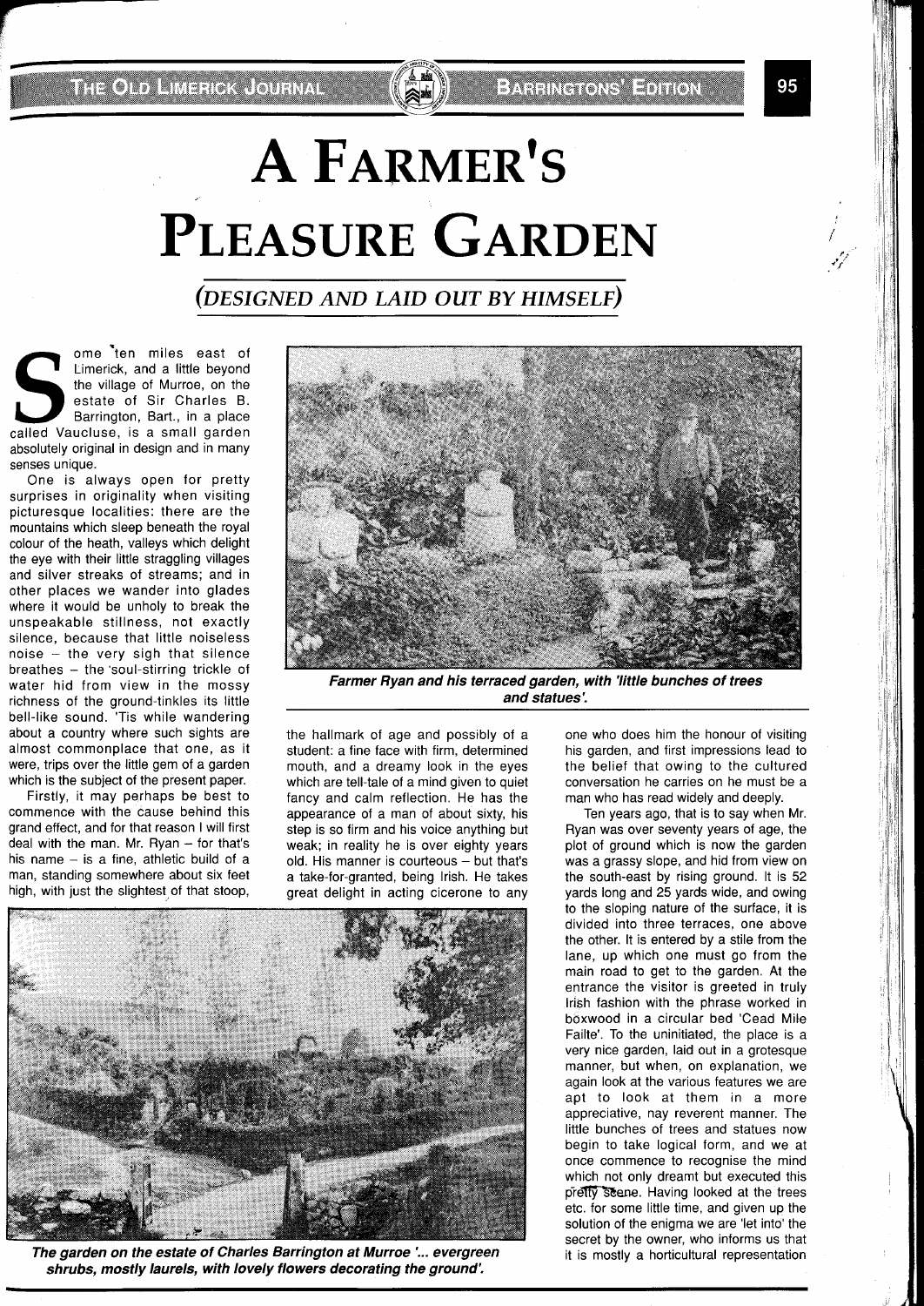# A FARMER'S PLEASURE GARDEN

## *(DESIGNED AND LAID OUT BY HIMSELF)*

Some ten miles east of Limerick, and a little beyond the village of Murroe, on the estate of Sir Charles B. Barrington, Bart., in a place called Vaucluse, is a small garden absolutely original in design and in many senses unique.

One is always open for pretty surprises in originality when visiting picturesque localities: there are the mountains which sleep beneath the royal colour of the heath, valleys which delight the eye with their little straggling villages and silver streaks of streams; and in other places we wander into glades where it would be unholy to break the unspeakable stillness, not exactly silence, because that little noiseless noise – the very sigh that silence breathes – the soul-stirring trickle of water hid from view in the mossy richness of the ground-tinkles its little bell-like sound. 'Tis while wandering about a country where such sights are almost commonplace that one, as it were, trips over the little gem of a garden which is the subject of the present paper.

Firstly, it may perhaps be best to commence with the cause behind this grand effect, and for that reason I will first deal with the man. Mr. Ryan – for that's his name – is a fine, athletic build of a man, standing somewhere about six feet high, with just the slightest of that stoop, the hallmark of age and possibly of a student: a fine face with firm, determined mouth, and a dreamy look in the eyes which are tell-tale of a mind given to quiet fancy and calm reflection. He has the appearance of a man of about sixty, his step is so firm and his voice anything but weak; in reality he is over eighty years old. His manner is courteous – but that's a take-for-granted, being Irish. He takes great delight in acting cicerone to any one who does him the honour of visiting his garden, and first impressions lead to the belief that owing to the cultured conversation he carries on he must be a man who has read widely and deeply.

**Farmer Ryan and his terraced garden, with 'little bunches of trees and statues'.**

Ten years ago, that is to say when Mr. Ryan was over seventy years of age, the plot of ground which is now the garden was a grassy slope, and hid from view on the south-east by rising ground. It is 52 yards long and 25 yards wide, and owing to the sloping nature of the surface, it is divided into three terraces, one above the other. It is entered by a stile from the lane, up which one must go from the main road to get to the garden. At the entrance the visitor is greeted in truly Irish fashion with the phrase worked in boxwood in a circular bed 'Cead Mile Failte'. To the uninitiated, the place is a very nice garden, laid out in a grotesque manner, but when, on explanation, we again look at the various features we are apt to look at them in a more appreciative, nay reverent manner. The little bunches of trees and statues now begin to take logical form, and we at once commence to recognise the mind which not only dreamt but executed this pretty scene. Having looked at the trees etc. for some little time, and given up the solution of the enigma we are 'let into' the secret by the owner, who informs us that it is mostly a horticultural representation

**The garden on the estate of Charles Barrington at Murroe '... evergreen shrubs, mostly laurels, with lovely flowers decorating the ground'.**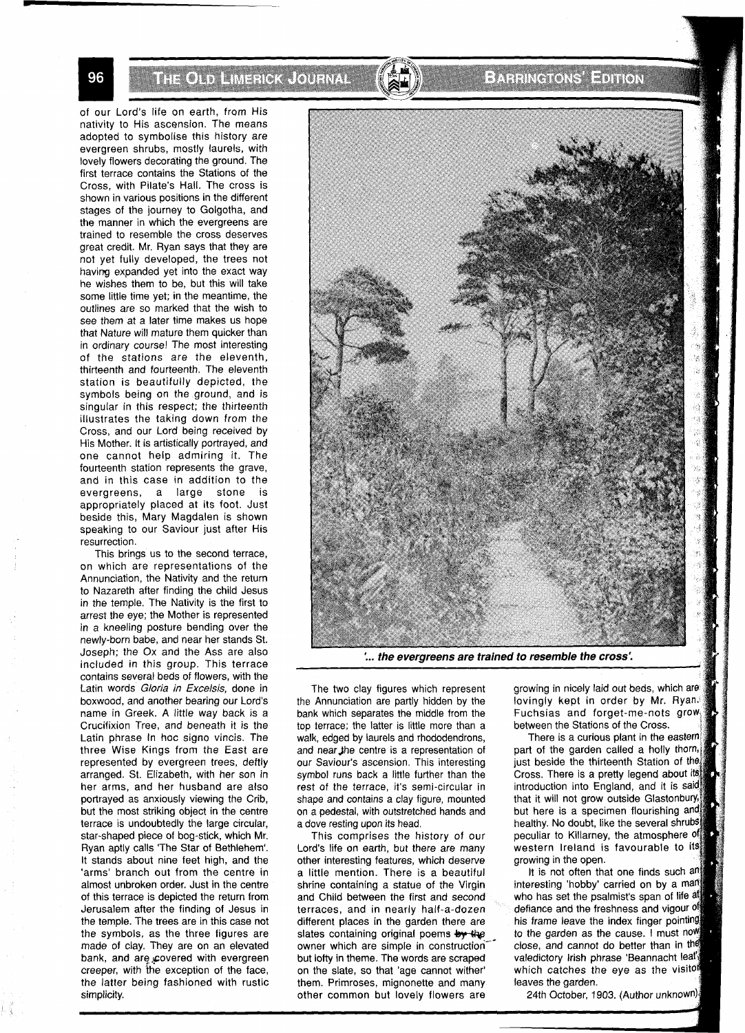of our Lord's life on earth, from His nativity to His ascension. The means adopted to symbolise this history are evergreen shrubs, mostly laurels, with lovely flowers decorating the ground. The first terrace contains the Stations of the Cross, with Pilate's Hall. The cross is shown in various positions in the different stages of the journey to Golgotha, and the manner in which the evergreens are trained to resemble the cross deserves great credit. Mr. Ryan says that they are not yet fully developed, the trees not having expanded yet into the exact way he wishes them to be, but this will take some little time yet; in the meantime, the outlines are so marked that the wish to see them at a later time makes us hope that Nature will mature them quicker than in ordinary course! The most interesting of the stations are the eleventh, thirteenth and fourteenth. The eleventh station is beautifully depicted, the symbols being on the ground, and is singular in this respect; the thirteenth illustrates the taking down from the Cross, and our Lord being received by His Mother. It is artistically portrayed, and one cannot help admiring it. The fourteenth station represents the grave, and in this case in addition to the evergreens, a large stone is appropriately placed at its foot. Just beside this, Mary Magdalen is shown speaking to our Saviour just after His resurrection.

This brings us to the second terrace, on which are representations of the Annunciation, the Nativity and the return to Nazareth after finding the child Jesus in the temple. The Nativity is the first to arrest the eye; the Mother is represented in a kneeling posture bending over the newly-born babe, and near her stands St. Joseph; the Ox and the Ass are also included in this group. This terrace contains several beds of flowers, with the Latin words *Gloria in Excelsis*, done in boxwood, and another bearing our Lord's name in Greek. A little way back is a Crucifixion Tree, and beneath it is the Latin phrase In hoc signo vincis. The three Wise Kings from the East are represented by evergreen trees, deftly arranged. St. Elizabeth, with her son in her arms, and her husband are also portrayed as anxiously viewing the Crib, but the most striking object in the centre terrace is undoubtedly the large circular, star-shaped piece of bog-stick, which Mr. Ryan aptly calls 'The Star of Bethlehem'. It stands about nine feet high, and the 'arms' branch out from the centre in almost unbroken order. Just in the centre of this terrace is depicted the return from Jerusalem after the finding of Jesus in the temple. The trees are in this case not the symbols, as the three figures are made of clay. They are on an elevated bank, and are covered with evergreen creeper, with the exception of the face, the latter being fashioned with rustic simplicity.

***'... the evergreens are trained to resemble the cross'.***

The two clay figures which represent the Annunciation are partly hidden by the bank which separates the middle from the top terrace; the latter is little more than a walk, edged by laurels and rhododendrons, and near the centre is a representation of our Saviour's ascension. This interesting symbol runs back a little further than the rest of the terrace, it's semi-circular in shape and contains a clay figure, mounted on a pedestal, with outstretched hands and a dove resting upon its head.

This comprises the history of our Lord's life on earth, but there are many other interesting features, which deserve a little mention. There is a beautiful shrine containing a statue of the Virgin and Child between the first and second terraces, and in nearly half-a-dozen different places in the garden there are slates containing original poems ~~by the~~ owner which are simple in construction but lofty in theme. The words are scraped on the slate, so that 'age cannot wither' them. Primroses, mignonette and many other common but lovely flowers are growing in nicely laid out beds, which are lovingly kept in order by Mr. Ryan. Fuchsias and forget-me-nots grow between the Stations of the Cross.

There is a curious plant in the eastern part of the garden called a holly thorn, just beside the thirteenth Station of the Cross. There is a pretty legend about its introduction into England, and it is said that it will not grow outside Glastonbury, but here is a specimen flourishing and healthy. No doubt, like the several shrubs peculiar to Killarney, the atmosphere of western Ireland is favourable to its growing in the open.

It is not often that one finds such an interesting 'hobby' carried on by a man who has set the psalmist's span of life at defiance and the freshness and vigour of his frame leave the index finger pointing to the garden as the cause. I must now close, and cannot do better than in the valedictory Irish phrase 'Beannacht leat' which catches the eye as the visitor leaves the garden.

24th October, 1903. (Author unknown)